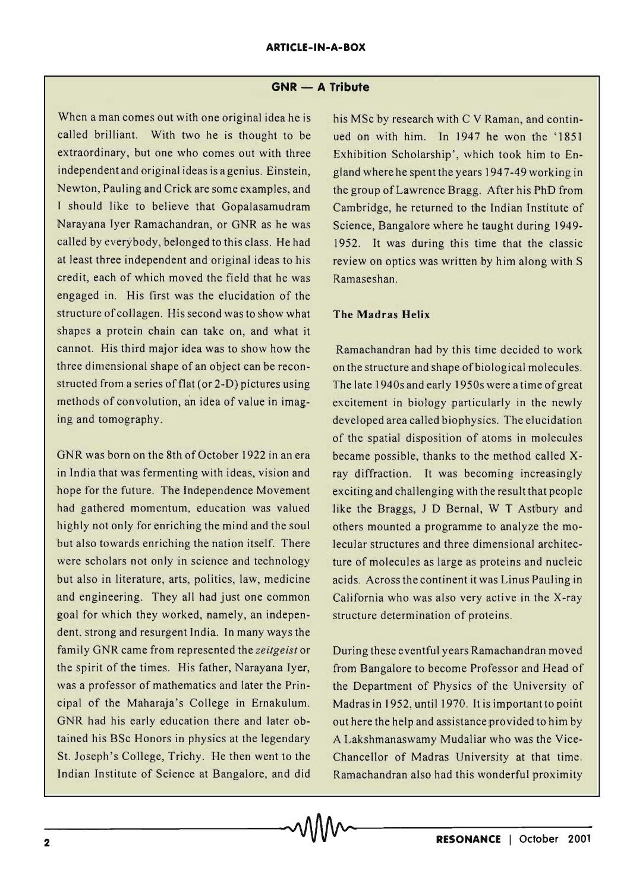## GNR — A Tribute

When a man comes out with one original idea he is called brilliant. With two he is thought to be extraordinary, but one who comes out with three independent and original ideas is a genius. Einstein, Newton, Pauling and Crick are some examples, and I should like to believe that Gopalasamudram Narayana Iyer Ramachandran, or GNR as he was called by everybody, belonged to this class. He had at least three independent and original ideas to his credit, each of which moved the field that he was engaged in. His first was the elucidation of the structure of collagen. His second was to show what shapes a protein chain can take on, and what it cannot. His third major idea was to show how the three dimensional shape of an object can be reconstructed from a series of flat (or 2-D) pictures using methods of convolution, an idea of value in imaging and tomography.

GNR was born on the 8th of October 1922 in an era in India that was fermenting with ideas, vision and hope for the future. The Independence Movement had gathered momentum, education was valued highly not only for enriching the mind and the soul but also towards enriching the nation itself. There were scholars not only in science and technology but also in literature, arts, politics, law, medicine and engineering. They all had just one common goal for which they worked, namely, an independent, strong and resurgent India. In many ways the family GNR came from represented the *zeitgeist* or the spirit of the times. His father, Narayana Iyer, was a professor of mathematics and later the Principal of the Maharaja's College in Ernakulum. GNR had his early education there and later obtained his BSc Honors in physics at the legendary St. Joseph's College, Trichy. He then went to the Indian Institute of Science at Bangalore, and did his MSc by research with C V Raman, and continued on with him. In 1947 he won the '1851 Exhibition Scholarship', which took him to England where he spent the years 1947-49 working in the group of Lawrence Bragg. After his PhD from Cambridge, he returned to the Indian Institute of Science, Bangalore where he taught during 1949-1952. It was during this time that the classic review on optics was written by him along with S Ramaseshan.

### The Madras Helix

Ramachandran had by this time decided to work on the structure and shape of biological molecules. The late 1940s and early 1950s were a time of great excitement in biology particularly in the newly developed area called biophysics. The elucidation of the spatial disposition of atoms in molecules became possible, thanks to the method called X-ray diffraction. It was becoming increasingly exciting and challenging with the result that people like the Braggs, J D Bernal, W T Astbury and others mounted a programme to analyze the molecular structures and three dimensional architecture of molecules as large as proteins and nucleic acids. Across the continent it was Linus Pauling in California who was also very active in the X-ray structure determination of proteins.

During these eventful years Ramachandran moved from Bangalore to become Professor and Head of the Department of Physics of the University of Madras in 1952, until 1970. It is important to point out here the help and assistance provided to him by A Lakshmanaswamy Mudaliar who was the Vice-Chancellor of Madras University at that time. Ramachandran also had this wonderful proximity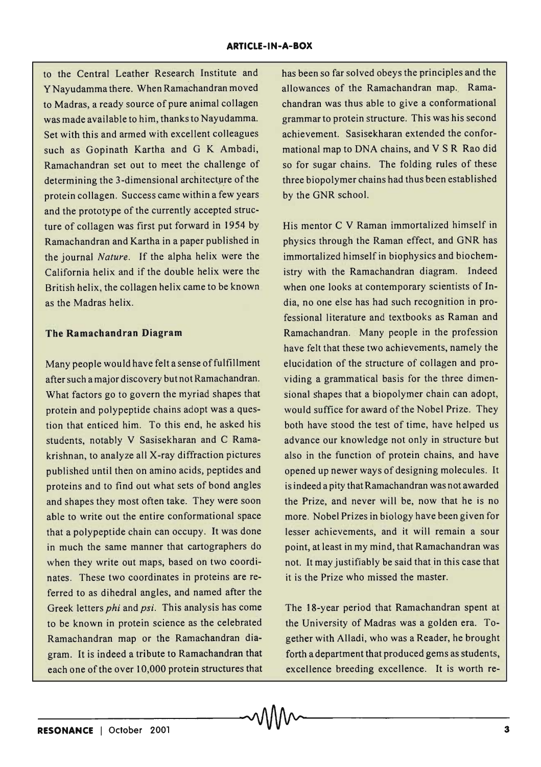to the Central Leather Research Institute and Y Nayudamma there. When Ramachandran moved to Madras, a ready source of pure animal collagen was made available to him, thanks to Nayudamma. Set with this and armed with excellent colleagues such as Gopinath Kartha and G K Ambadi, Ramachandran set out to meet the challenge of determining the 3-dimensional architecture of the protein collagen. Success came within a few years and the prototype of the currently accepted structure of collagen was first put forward in 1954 by Ramachandran and Kartha in a paper published in the journal *Nature*. If the alpha helix were the California helix and if the double helix were the British helix, the collagen helix came to be known as the Madras helix.

### The Ramachandran Diagram

Many people would have felt a sense of fulfillment after such a major discovery but not Ramachandran. What factors go to govern the myriad shapes that protein and polypeptide chains adopt was a question that enticed him. To this end, he asked his students, notably V Sasisekharan and C Ramakrishnan, to analyze all X-ray diffraction pictures published until then on amino acids, peptides and proteins and to find out what sets of bond angles and shapes they most often take. They were soon able to write out the entire conformational space that a polypeptide chain can occupy. It was done in much the same manner that cartographers do when they write out maps, based on two coordinates. These two coordinates in proteins are referred to as dihedral angles, and named after the Greek letters *phi* and *psi*. This analysis has come to be known in protein science as the celebrated Ramachandran map or the Ramachandran diagram. It is indeed a tribute to Ramachandran that each one of the over 10,000 protein structures that has been so far solved obeys the principles and the allowances of the Ramachandran map. Ramachandran was thus able to give a conformational grammar to protein structure. This was his second achievement. Sasisekharan extended the conformational map to DNA chains, and V S R Rao did so for sugar chains. The folding rules of these three biopolymer chains had thus been established by the GNR school.

His mentor C V Raman immortalized himself in physics through the Raman effect, and GNR has immortalized himself in biophysics and biochemistry with the Ramachandran diagram. Indeed when one looks at contemporary scientists of India, no one else has had such recognition in professional literature and textbooks as Raman and Ramachandran. Many people in the profession have felt that these two achievements, namely the elucidation of the structure of collagen and providing a grammatical basis for the three dimensional shapes that a biopolymer chain can adopt, would suffice for award of the Nobel Prize. They both have stood the test of time, have helped us advance our knowledge not only in structure but also in the function of protein chains, and have opened up newer ways of designing molecules. It is indeed a pity that Ramachandran was not awarded the Prize, and never will be, now that he is no more. Nobel Prizes in biology have been given for lesser achievements, and it will remain a sour point, at least in my mind, that Ramachandran was not. It may justifiably be said that in this case that it is the Prize who missed the master.

The 18-year period that Ramachandran spent at the University of Madras was a golden era. Together with Alladi, who was a Reader, he brought forth a department that produced gems as students, excellence breeding excellence. It is worth re-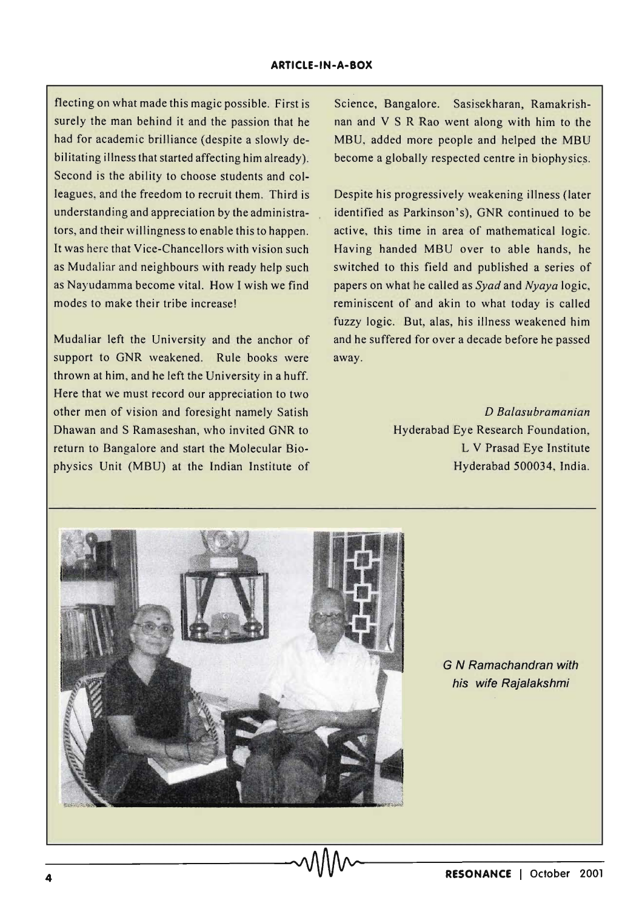flecting on what made this magic possible. First is surely the man behind it and the passion that he had for academic brilliance (despite a slowly debilitating illness that started affecting him already). Second is the ability to choose students and colleagues, and the freedom to recruit them. Third is understanding and appreciation by the administrators, and their willingness to enable this to happen. It was here that Vice-Chancellors with vision such as Mudaliar and neighbours with ready help such as Nayudamma become vital. How I wish we find modes to make their tribe increase!

Mudaliar left the University and the anchor of support to GNR weakened. Rule books were thrown at him, and he left the University in a huff. Here that we must record our appreciation to two other men of vision and foresight namely Satish Dhawan and S Ramaseshan, who invited GNR to return to Bangalore and start the Molecular Biophysics Unit (MBU) at the Indian Institute of Science, Bangalore. Sasisekharan, Ramakrishnan and V S R Rao went along with him to the MBU, added more people and helped the MBU become a globally respected centre in biophysics.

Despite his progressively weakening illness (later identified as Parkinson's), GNR continued to be active, this time in area of mathematical logic. Having handed MBU over to able hands, he switched to this field and published a series of papers on what he called as *Syad* and *Nyaya* logic, reminiscent of and akin to what today is called fuzzy logic. But, alas, his illness weakened him and he suffered for over a decade before he passed away.

*D Balasubramanian*
Hyderabad Eye Research Foundation,
L V Prasad Eye Institute
Hyderabad 500034, India.

*G N Ramachandran with his wife Rajalakshmi*